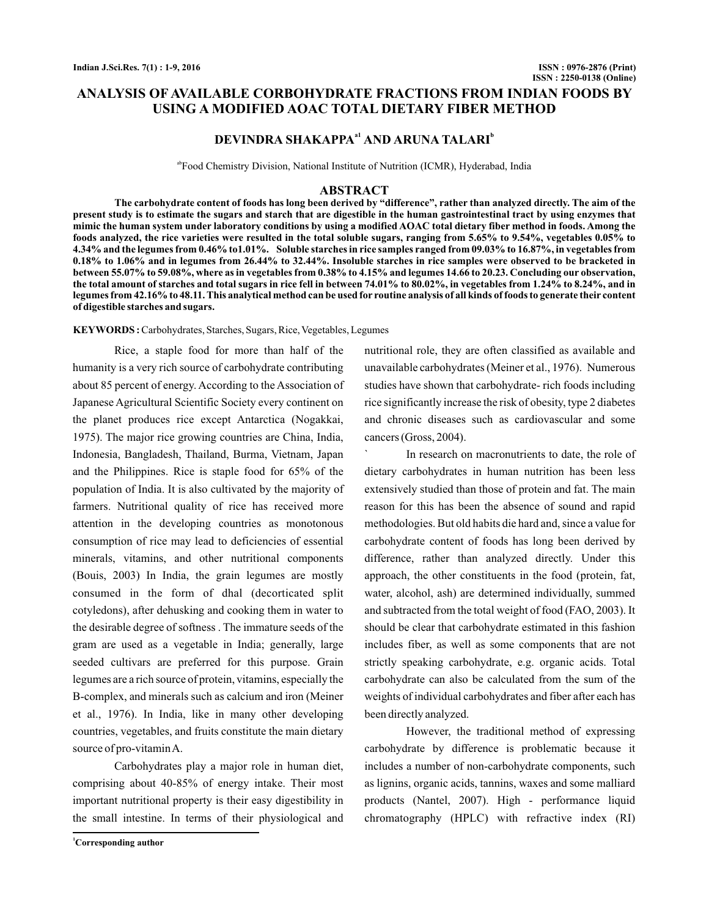# ANALYSIS OF AVAILABLE CORBOHYDRATE FRACTIONS FROM INDIAN FOODS BY USING A MODIFIED AOAC TOTAL DIETARY FIBER METHOD

**DEVINDRA SHAKAPPA[a1] AND ARUNA TALARI[b]**

[ab]Food Chemistry Division, National Institute of Nutrition (ICMR), Hyderabad, India

## ABSTRACT

**The carbohydrate content of foods has long been derived by "difference", rather than analyzed directly. The aim of the present study is to estimate the sugars and starch that are digestible in the human gastrointestinal tract by using enzymes that mimic the human system under laboratory conditions by using a modified AOAC total dietary fiber method in foods. Among the foods analyzed, the rice varieties were resulted in the total soluble sugars, ranging from 5.65% to 9.54%, vegetables 0.05% to 4.34% and the legumes from 0.46% to1.01%. Soluble starches in rice samples ranged from 09.03% to 16.87%, in vegetables from 0.18% to 1.06% and in legumes from 26.44% to 32.44%. Insoluble starches in rice samples were observed to be bracketed in between 55.07% to 59.08%, where as in vegetables from 0.38% to 4.15% and legumes 14.66 to 20.23. Concluding our observation, the total amount of starches and total sugars in rice fell in between 74.01% to 80.02%, in vegetables from 1.24% to 8.24%, and in legumes from 42.16% to 48.11. This analytical method can be used for routine analysis of all kinds of foods to generate their content of digestible starches and sugars.**

**KEYWORDS :** Carbohydrates, Starches, Sugars, Rice, Vegetables, Legumes

Rice, a staple food for more than half of the humanity is a very rich source of carbohydrate contributing about 85 percent of energy. According to the Association of Japanese Agricultural Scientific Society every continent on the planet produces rice except Antarctica (Nogakkai, 1975). The major rice growing countries are China, India, Indonesia, Bangladesh, Thailand, Burma, Vietnam, Japan and the Philippines. Rice is staple food for 65% of the population of India. It is also cultivated by the majority of farmers. Nutritional quality of rice has received more attention in the developing countries as monotonous consumption of rice may lead to deficiencies of essential minerals, vitamins, and other nutritional components (Bouis, 2003) In India, the grain legumes are mostly consumed in the form of dhal (decorticated split cotyledons), after dehusking and cooking them in water to the desirable degree of softness . The immature seeds of the gram are used as a vegetable in India; generally, large seeded cultivars are preferred for this purpose. Grain legumes are a rich source of protein, vitamins, especially the B-complex, and minerals such as calcium and iron (Meiner et al., 1976). In India, like in many other developing countries, vegetables, and fruits constitute the main dietary source of pro-vitamin A.

Carbohydrates play a major role in human diet, comprising about 40-85% of energy intake. Their most important nutritional property is their easy digestibility in the small intestine. In terms of their physiological and nutritional role, they are often classified as available and unavailable carbohydrates (Meiner et al., 1976). Numerous studies have shown that carbohydrate- rich foods including rice significantly increase the risk of obesity, type 2 diabetes and chronic diseases such as cardiovascular and some cancers (Gross, 2004).

In research on macronutrients to date, the role of dietary carbohydrates in human nutrition has been less extensively studied than those of protein and fat. The main reason for this has been the absence of sound and rapid methodologies. But old habits die hard and, since a value for carbohydrate content of foods has long been derived by difference, rather than analyzed directly. Under this approach, the other constituents in the food (protein, fat, water, alcohol, ash) are determined individually, summed and subtracted from the total weight of food (FAO, 2003). It should be clear that carbohydrate estimated in this fashion includes fiber, as well as some components that are not strictly speaking carbohydrate, e.g. organic acids. Total carbohydrate can also be calculated from the sum of the weights of individual carbohydrates and fiber after each has been directly analyzed.

However, the traditional method of expressing carbohydrate by difference is problematic because it includes a number of non-carbohydrate components, such as lignins, organic acids, tannins, waxes and some malliard products (Nantel, 2007). High - performance liquid chromatography (HPLC) with refractive index (RI)

[1]Corresponding author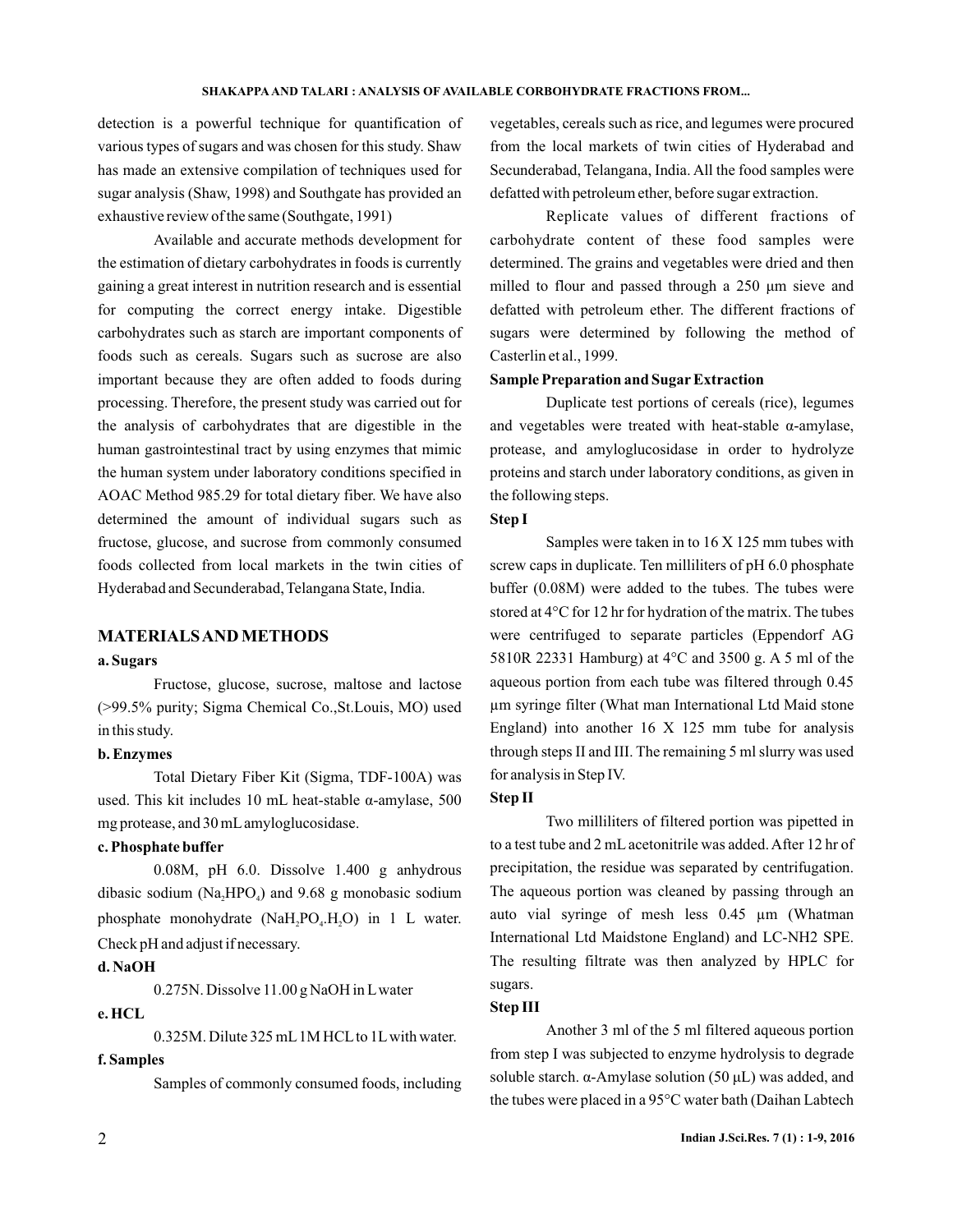detection is a powerful technique for quantification of various types of sugars and was chosen for this study. Shaw has made an extensive compilation of techniques used for sugar analysis (Shaw, 1998) and Southgate has provided an exhaustive review of the same (Southgate, 1991)

Available and accurate methods development for the estimation of dietary carbohydrates in foods is currently gaining a great interest in nutrition research and is essential for computing the correct energy intake. Digestible carbohydrates such as starch are important components of foods such as cereals. Sugars such as sucrose are also important because they are often added to foods during processing. Therefore, the present study was carried out for the analysis of carbohydrates that are digestible in the human gastrointestinal tract by using enzymes that mimic the human system under laboratory conditions specified in AOAC Method 985.29 for total dietary fiber. We have also determined the amount of individual sugars such as fructose, glucose, and sucrose from commonly consumed foods collected from local markets in the twin cities of Hyderabad and Secunderabad, Telangana State, India.

## MATERIALS AND METHODS

### a. Sugars

Fructose, glucose, sucrose, maltose and lactose (>99.5% purity; Sigma Chemical Co.,St.Louis, MO) used in this study.

### b. Enzymes

Total Dietary Fiber Kit (Sigma, TDF-100A) was used. This kit includes 10 mL heat-stable α-amylase, 500 mg protease, and 30 mL amyloglucosidase.

### c. Phosphate buffer

0.08M, pH 6.0. Dissolve 1.400 g anhydrous dibasic sodium ($Na_2HPO_4$) and 9.68 g monobasic sodium phosphate monohydrate ($NaH_2PO_4.H_2O$) in 1 L water. Check pH and adjust if necessary.

### d. NaOH

0.275N. Dissolve 11.00 g NaOH in L water

### e. HCL

0.325M. Dilute 325 mL 1M HCL to 1L with water.

### f. Samples

Samples of commonly consumed foods, including vegetables, cereals such as rice, and legumes were procured from the local markets of twin cities of Hyderabad and Secunderabad, Telangana, India. All the food samples were defatted with petroleum ether, before sugar extraction.

Replicate values of different fractions of carbohydrate content of these food samples were determined. The grains and vegetables were dried and then milled to flour and passed through a 250 µm sieve and defatted with petroleum ether. The different fractions of sugars were determined by following the method of Casterlin et al., 1999.

### Sample Preparation and Sugar Extraction

Duplicate test portions of cereals (rice), legumes and vegetables were treated with heat-stable α-amylase, protease, and amyloglucosidase in order to hydrolyze proteins and starch under laboratory conditions, as given in the following steps.

### Step I

Samples were taken in to 16 X 125 mm tubes with screw caps in duplicate. Ten milliliters of pH 6.0 phosphate buffer (0.08M) were added to the tubes. The tubes were stored at 4°C for 12 hr for hydration of the matrix. The tubes were centrifuged to separate particles (Eppendorf AG 5810R 22331 Hamburg) at 4°C and 3500 g. A 5 ml of the aqueous portion from each tube was filtered through 0.45 µm syringe filter (What man International Ltd Maid stone England) into another 16 X 125 mm tube for analysis through steps II and III. The remaining 5 ml slurry was used for analysis in Step IV.

### Step II

Two milliliters of filtered portion was pipetted in to a test tube and 2 mL acetonitrile was added. After 12 hr of precipitation, the residue was separated by centrifugation. The aqueous portion was cleaned by passing through an auto vial syringe of mesh less 0.45 µm (Whatman International Ltd Maidstone England) and LC-NH2 SPE. The resulting filtrate was then analyzed by HPLC for sugars.

### Step III

Another 3 ml of the 5 ml filtered aqueous portion from step I was subjected to enzyme hydrolysis to degrade soluble starch. α-Amylase solution (50 µL) was added, and the tubes were placed in a 95°C water bath (Daihan Labtech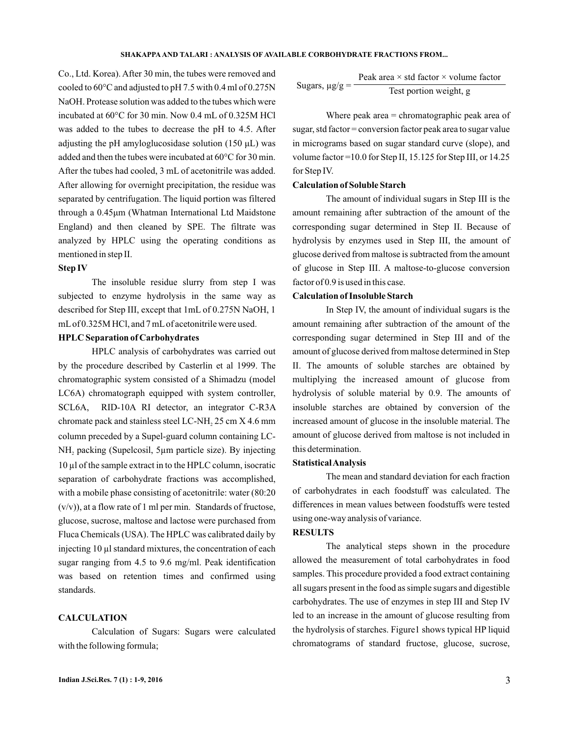Co., Ltd. Korea). After 30 min, the tubes were removed and cooled to 60°C and adjusted to pH 7.5 with 0.4 ml of 0.275N NaOH. Protease solution was added to the tubes which were incubated at 60°C for 30 min. Now 0.4 mL of 0.325M HCl was added to the tubes to decrease the pH to 4.5. After adjusting the pH amyloglucosidase solution (150 µL) was added and then the tubes were incubated at 60°C for 30 min. After the tubes had cooled, 3 mL of acetonitrile was added. After allowing for overnight precipitation, the residue was separated by centrifugation. The liquid portion was filtered through a 0.45µm (Whatman International Ltd Maidstone England) and then cleaned by SPE. The filtrate was analyzed by HPLC using the operating conditions as mentioned in step II.

**Step IV**

The insoluble residue slurry from step I was subjected to enzyme hydrolysis in the same way as described for Step III, except that 1mL of 0.275N NaOH, 1 mL of 0.325M HCl, and 7 mL of acetonitrile were used.

**HPLC Separation of Carbohydrates**

HPLC analysis of carbohydrates was carried out by the procedure described by Casterlin et al 1999. The chromatographic system consisted of a Shimadzu (model LC6A) chromatograph equipped with system controller, SCL6A, RID-10A RI detector, an integrator C-R3A chromate pack and stainless steel LC-$NH_2$ 25 cm X 4.6 mm column preceded by a Supel-guard column containing LC-$NH_2$ packing (Supelcosil, 5µm particle size). By injecting 10 µl of the sample extract in to the HPLC column, isocratic separation of carbohydrate fractions was accomplished, with a mobile phase consisting of acetonitrile: water (80:20 (v/v)), at a flow rate of 1 ml per min. Standards of fructose, glucose, sucrose, maltose and lactose were purchased from Fluca Chemicals (USA). The HPLC was calibrated daily by injecting 10 µl standard mixtures, the concentration of each sugar ranging from 4.5 to 9.6 mg/ml. Peak identification was based on retention times and confirmed using standards.

**CALCULATION**

Calculation of Sugars: Sugars were calculated with the following formula;

$$\text{Sugars, } \mu g/g = \frac{\text{Peak area} \times \text{std factor} \times \text{volume factor}}{\text{Test portion weight, g}}$$

Where peak area = chromatographic peak area of sugar, std factor = conversion factor peak area to sugar value in micrograms based on sugar standard curve (slope), and volume factor =10.0 for Step II, 15.125 for Step III, or 14.25 for Step IV.

**Calculation of Soluble Starch**

The amount of individual sugars in Step III is the amount remaining after subtraction of the amount of the corresponding sugar determined in Step II. Because of hydrolysis by enzymes used in Step III, the amount of glucose derived from maltose is subtracted from the amount of glucose in Step III. A maltose-to-glucose conversion factor of 0.9 is used in this case.

**Calculation of Insoluble Starch**

In Step IV, the amount of individual sugars is the amount remaining after subtraction of the amount of the corresponding sugar determined in Step III and of the amount of glucose derived from maltose determined in Step II. The amounts of soluble starches are obtained by multiplying the increased amount of glucose from hydrolysis of soluble material by 0.9. The amounts of insoluble starches are obtained by conversion of the increased amount of glucose in the insoluble material. The amount of glucose derived from maltose is not included in this determination.

**Statistical Analysis**

The mean and standard deviation for each fraction of carbohydrates in each foodstuff was calculated. The differences in mean values between foodstuffs were tested using one-way analysis of variance.

**RESULTS**

The analytical steps shown in the procedure allowed the measurement of total carbohydrates in food samples. This procedure provided a food extract containing all sugars present in the food as simple sugars and digestible carbohydrates. The use of enzymes in step III and Step IV led to an increase in the amount of glucose resulting from the hydrolysis of starches. Figure1 shows typical HP liquid chromatograms of standard fructose, glucose, sucrose,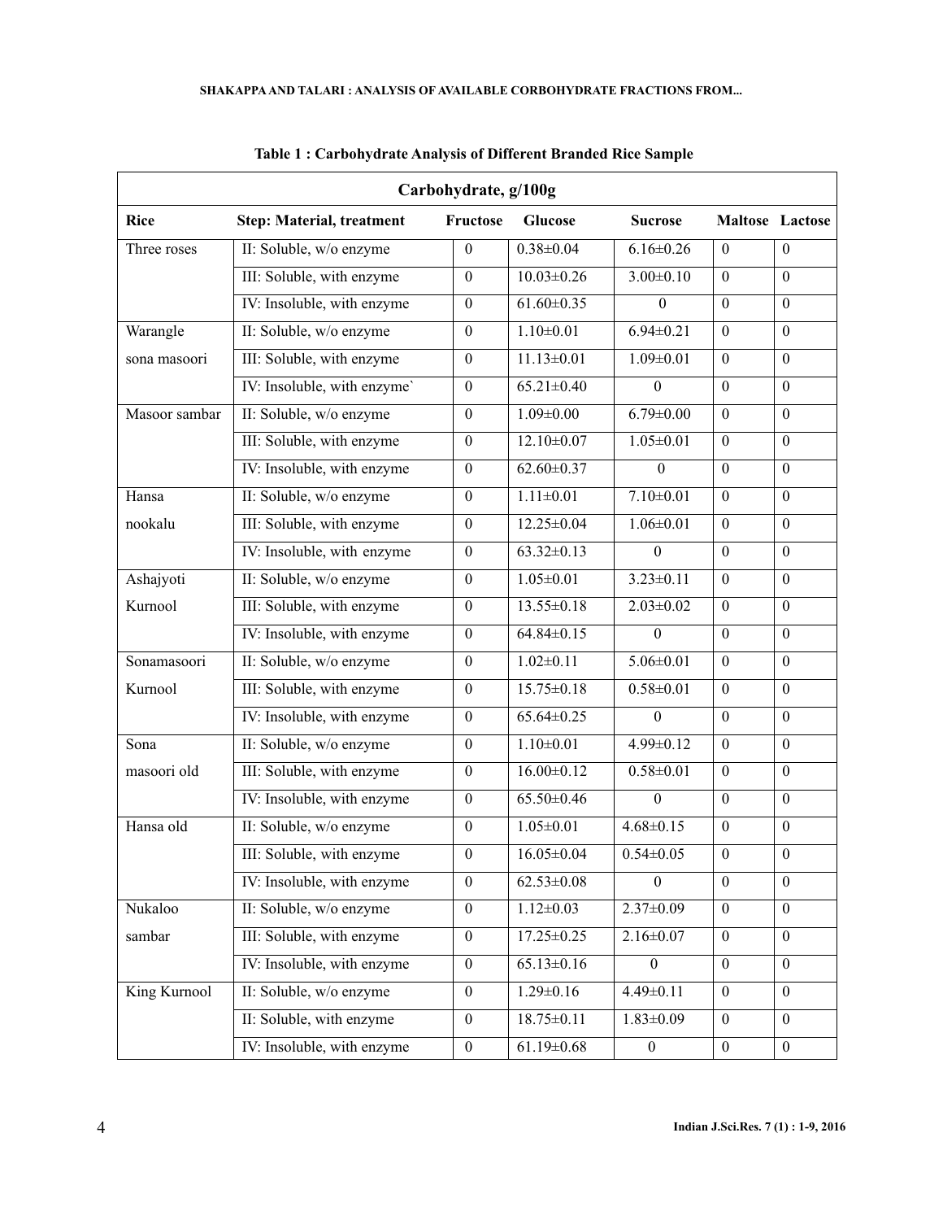**Table 1 : Carbohydrate Analysis of Different Branded Rice Sample**

| Carbohydrate, g/100g | | | | | | |
|---|---|---|---|---|---|---|
| **Rice** | **Step: Material, treatment** | **Fructose** | **Glucose** | **Sucrose** | **Maltose** | **Lactose** |
| Three roses | II: Soluble, w/o enzyme | 0 | 0.38±0.04 | 6.16±0.26 | 0 | 0 |
| | III: Soluble, with enzyme | 0 | 10.03±0.26 | 3.00±0.10 | 0 | 0 |
| | IV: Insoluble, with enzyme | 0 | 61.60±0.35 | 0 | 0 | 0 |
| Warangle sona masoori | II: Soluble, w/o enzyme | 0 | 1.10±0.01 | 6.94±0.21 | 0 | 0 |
| | III: Soluble, with enzyme | 0 | 11.13±0.01 | 1.09±0.01 | 0 | 0 |
| | IV: Insoluble, with enzyme` | 0 | 65.21±0.40 | 0 | 0 | 0 |
| Masoor sambar | II: Soluble, w/o enzyme | 0 | 1.09±0.00 | 6.79±0.00 | 0 | 0 |
| | III: Soluble, with enzyme | 0 | 12.10±0.07 | 1.05±0.01 | 0 | 0 |
| | IV: Insoluble, with enzyme | 0 | 62.60±0.37 | 0 | 0 | 0 |
| Hansa nookalu | II: Soluble, w/o enzyme | 0 | 1.11±0.01 | 7.10±0.01 | 0 | 0 |
| | III: Soluble, with enzyme | 0 | 12.25±0.04 | 1.06±0.01 | 0 | 0 |
| | IV: Insoluble, with enzyme | 0 | 63.32±0.13 | 0 | 0 | 0 |
| Ashajyoti Kurnool | II: Soluble, w/o enzyme | 0 | 1.05±0.01 | 3.23±0.11 | 0 | 0 |
| | III: Soluble, with enzyme | 0 | 13.55±0.18 | 2.03±0.02 | 0 | 0 |
| | IV: Insoluble, with enzyme | 0 | 64.84±0.15 | 0 | 0 | 0 |
| Sonamasoori Kurnool | II: Soluble, w/o enzyme | 0 | 1.02±0.11 | 5.06±0.01 | 0 | 0 |
| | III: Soluble, with enzyme | 0 | 15.75±0.18 | 0.58±0.01 | 0 | 0 |
| | IV: Insoluble, with enzyme | 0 | 65.64±0.25 | 0 | 0 | 0 |
| Sona masoori old | II: Soluble, w/o enzyme | 0 | 1.10±0.01 | 4.99±0.12 | 0 | 0 |
| | III: Soluble, with enzyme | 0 | 16.00±0.12 | 0.58±0.01 | 0 | 0 |
| | IV: Insoluble, with enzyme | 0 | 65.50±0.46 | 0 | 0 | 0 |
| Hansa old | II: Soluble, w/o enzyme | 0 | 1.05±0.01 | 4.68±0.15 | 0 | 0 |
| | III: Soluble, with enzyme | 0 | 16.05±0.04 | 0.54±0.05 | 0 | 0 |
| | IV: Insoluble, with enzyme | 0 | 62.53±0.08 | 0 | 0 | 0 |
| Nukaloo sambar | II: Soluble, w/o enzyme | 0 | 1.12±0.03 | 2.37±0.09 | 0 | 0 |
| | III: Soluble, with enzyme | 0 | 17.25±0.25 | 2.16±0.07 | 0 | 0 |
| | IV: Insoluble, with enzyme | 0 | 65.13±0.16 | 0 | 0 | 0 |
| King Kurnool | II: Soluble, w/o enzyme | 0 | 1.29±0.16 | 4.49±0.11 | 0 | 0 |
| | II: Soluble, with enzyme | 0 | 18.75±0.11 | 1.83±0.09 | 0 | 0 |
| | IV: Insoluble, with enzyme | 0 | 61.19±0.68 | 0 | 0 | 0 |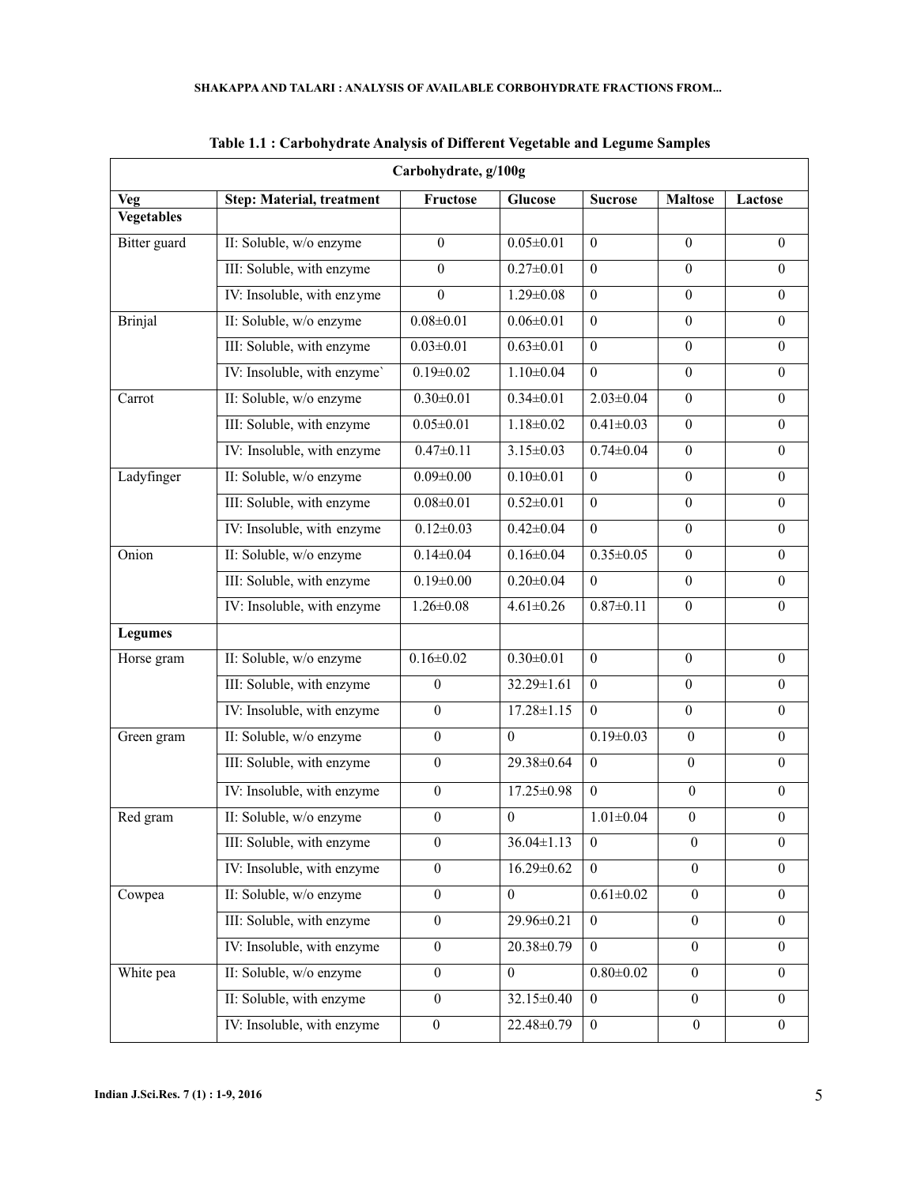**Table 1.1 : Carbohydrate Analysis of Different Vegetable and Legume Samples**

| Carbohydrate, g/100g | | | | | | |
|---|---|---|---|---|---|---|
| **Veg** | **Step: Material, treatment** | **Fructose** | **Glucose** | **Sucrose** | **Maltose** | **Lactose** |
| **Vegetables** | | | | | | |
| Bitter guard | II: Soluble, w/o enzyme | 0 | 0.05±0.01 | 0 | 0 | 0 |
| | III: Soluble, with enzyme | 0 | 0.27±0.01 | 0 | 0 | 0 |
| | IV: Insoluble, with enzyme | 0 | 1.29±0.08 | 0 | 0 | 0 |
| Brinjal | II: Soluble, w/o enzyme | 0.08±0.01 | 0.06±0.01 | 0 | 0 | 0 |
| | III: Soluble, with enzyme | 0.03±0.01 | 0.63±0.01 | 0 | 0 | 0 |
| | IV: Insoluble, with enzyme` | 0.19±0.02 | 1.10±0.04 | 0 | 0 | 0 |
| Carrot | II: Soluble, w/o enzyme | 0.30±0.01 | 0.34±0.01 | 2.03±0.04 | 0 | 0 |
| | III: Soluble, with enzyme | 0.05±0.01 | 1.18±0.02 | 0.41±0.03 | 0 | 0 |
| | IV: Insoluble, with enzyme | 0.47±0.11 | 3.15±0.03 | 0.74±0.04 | 0 | 0 |
| Ladyfinger | II: Soluble, w/o enzyme | 0.09±0.00 | 0.10±0.01 | 0 | 0 | 0 |
| | III: Soluble, with enzyme | 0.08±0.01 | 0.52±0.01 | 0 | 0 | 0 |
| | IV: Insoluble, with enzyme | 0.12±0.03 | 0.42±0.04 | 0 | 0 | 0 |
| Onion | II: Soluble, w/o enzyme | 0.14±0.04 | 0.16±0.04 | 0.35±0.05 | 0 | 0 |
| | III: Soluble, with enzyme | 0.19±0.00 | 0.20±0.04 | 0 | 0 | 0 |
| | IV: Insoluble, with enzyme | 1.26±0.08 | 4.61±0.26 | 0.87±0.11 | 0 | 0 |
| **Legumes** | | | | | | |
| Horse gram | II: Soluble, w/o enzyme | 0.16±0.02 | 0.30±0.01 | 0 | 0 | 0 |
| | III: Soluble, with enzyme | 0 | 32.29±1.61 | 0 | 0 | 0 |
| | IV: Insoluble, with enzyme | 0 | 17.28±1.15 | 0 | 0 | 0 |
| Green gram | II: Soluble, w/o enzyme | 0 | 0 | 0.19±0.03 | 0 | 0 |
| | III: Soluble, with enzyme | 0 | 29.38±0.64 | 0 | 0 | 0 |
| | IV: Insoluble, with enzyme | 0 | 17.25±0.98 | 0 | 0 | 0 |
| Red gram | II: Soluble, w/o enzyme | 0 | 0 | 1.01±0.04 | 0 | 0 |
| | III: Soluble, with enzyme | 0 | 36.04±1.13 | 0 | 0 | 0 |
| | IV: Insoluble, with enzyme | 0 | 16.29±0.62 | 0 | 0 | 0 |
| Cowpea | II: Soluble, w/o enzyme | 0 | 0 | 0.61±0.02 | 0 | 0 |
| | III: Soluble, with enzyme | 0 | 29.96±0.21 | 0 | 0 | 0 |
| | IV: Insoluble, with enzyme | 0 | 20.38±0.79 | 0 | 0 | 0 |
| White pea | II: Soluble, w/o enzyme | 0 | 0 | 0.80±0.02 | 0 | 0 |
| | II: Soluble, with enzyme | 0 | 32.15±0.40 | 0 | 0 | 0 |
| | IV: Insoluble, with enzyme | 0 | 22.48±0.79 | 0 | 0 | 0 |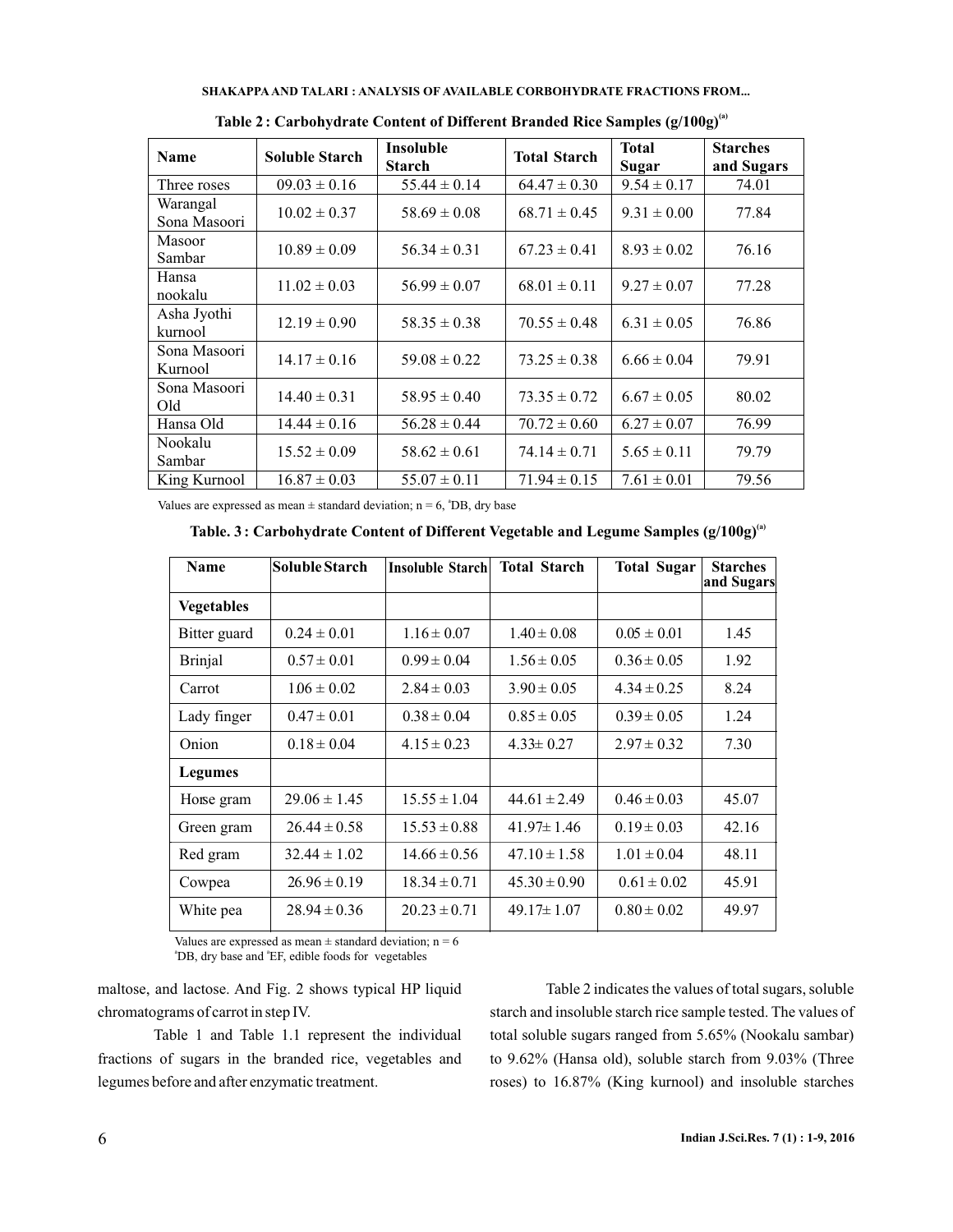**Table 2 : Carbohydrate Content of Different Branded Rice Samples (g/100g)[a]**

| Name | Soluble Starch | Insoluble Starch | Total Starch | Total Sugar | Starches and Sugars |
|---|---|---|---|---|---|
| Three roses | 09.03 ± 0.16 | 55.44 ± 0.14 | 64.47 ± 0.30 | 9.54 ± 0.17 | 74.01 |
| Warangal Sona Masoori | 10.02 ± 0.37 | 58.69 ± 0.08 | 68.71 ± 0.45 | 9.31 ± 0.00 | 77.84 |
| Masoor Sambar | 10.89 ± 0.09 | 56.34 ± 0.31 | 67.23 ± 0.41 | 8.93 ± 0.02 | 76.16 |
| Hansa nookalu | 11.02 ± 0.03 | 56.99 ± 0.07 | 68.01 ± 0.11 | 9.27 ± 0.07 | 77.28 |
| Asha Jyothi kurnool | 12.19 ± 0.90 | 58.35 ± 0.38 | 70.55 ± 0.48 | 6.31 ± 0.05 | 76.86 |
| Sona Masoori Kurnool | 14.17 ± 0.16 | 59.08 ± 0.22 | 73.25 ± 0.38 | 6.66 ± 0.04 | 79.91 |
| Sona Masoori Old | 14.40 ± 0.31 | 58.95 ± 0.40 | 73.35 ± 0.72 | 6.67 ± 0.05 | 80.02 |
| Hansa Old | 14.44 ± 0.16 | 56.28 ± 0.44 | 70.72 ± 0.60 | 6.27 ± 0.07 | 76.99 |
| Nookalu Sambar | 15.52 ± 0.09 | 58.62 ± 0.61 | 74.14 ± 0.71 | 5.65 ± 0.11 | 79.79 |
| King Kurnool | 16.87 ± 0.03 | 55.07 ± 0.11 | 71.94 ± 0.15 | 7.61 ± 0.01 | 79.56 |

Values are expressed as mean ± standard deviation; n = 6, [a]DB, dry base

**Table. 3 : Carbohydrate Content of Different Vegetable and Legume Samples (g/100g)[a]**

| Name | Soluble Starch | Insoluble Starch | Total Starch | Total Sugar | Starches and Sugars |
|---|---|---|---|---|---|
| **Vegetables** | | | | | |
| Bitter guard | 0.24 ± 0.01 | 1.16 ± 0.07 | 1.40 ± 0.08 | 0.05 ± 0.01 | 1.45 |
| Brinjal | 0.57 ± 0.01 | 0.99 ± 0.04 | 1.56 ± 0.05 | 0.36 ± 0.05 | 1.92 |
| Carrot | 1.06 ± 0.02 | 2.84 ± 0.03 | 3.90 ± 0.05 | 4.34 ± 0.25 | 8.24 |
| Lady finger | 0.47 ± 0.01 | 0.38 ± 0.04 | 0.85 ± 0.05 | 0.39 ± 0.05 | 1.24 |
| Onion | 0.18 ± 0.04 | 4.15 ± 0.23 | 4.33± 0.27 | 2.97 ± 0.32 | 7.30 |
| **Legumes** | | | | | |
| Horse gram | 29.06 ± 1.45 | 15.55 ± 1.04 | 44.61 ± 2.49 | 0.46 ± 0.03 | 45.07 |
| Green gram | 26.44 ± 0.58 | 15.53 ± 0.88 | 41.97± 1.46 | 0.19 ± 0.03 | 42.16 |
| Red gram | 32.44 ± 1.02 | 14.66 ± 0.56 | 47.10 ± 1.58 | 1.01 ± 0.04 | 48.11 |
| Cowpea | 26.96 ± 0.19 | 18.34 ± 0.71 | 45.30 ± 0.90 | 0.61 ± 0.02 | 45.91 |
| White pea | 28.94 ± 0.36 | 20.23 ± 0.71 | 49.17± 1.07 | 0.80 ± 0.02 | 49.97 |

Values are expressed as mean ± standard deviation; n = 6
[a]DB, dry base and [a]EF, edible foods for vegetables

maltose, and lactose. And Fig. 2 shows typical HP liquid chromatograms of carrot in step IV.

Table 1 and Table 1.1 represent the individual fractions of sugars in the branded rice, vegetables and legumes before and after enzymatic treatment.

Table 2 indicates the values of total sugars, soluble starch and insoluble starch rice sample tested. The values of total soluble sugars ranged from 5.65% (Nookalu sambar) to 9.62% (Hansa old), soluble starch from 9.03% (Three roses) to 16.87% (King kurnool) and insoluble starches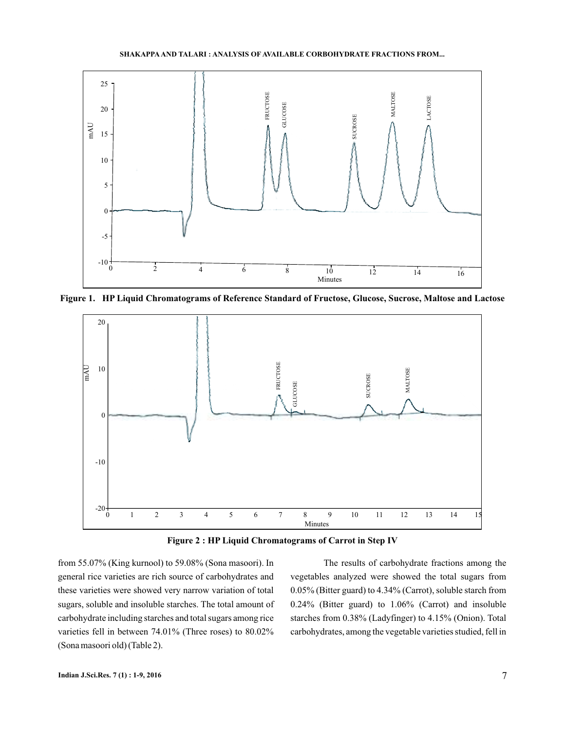Figure 1. HP Liquid Chromatograms of Reference Standard of Fructose, Glucose, Sucrose, Maltose and Lactose

Figure 2 : HP Liquid Chromatograms of Carrot in Step IV

from 55.07% (King kurnool) to 59.08% (Sona masoori). In general rice varieties are rich source of carbohydrates and these varieties were showed very narrow variation of total sugars, soluble and insoluble starches. The total amount of carbohydrate including starches and total sugars among rice varieties fell in between 74.01% (Three roses) to 80.02% (Sona masoori old) (Table 2).

The results of carbohydrate fractions among the vegetables analyzed were showed the total sugars from 0.05% (Bitter guard) to 4.34% (Carrot), soluble starch from 0.24% (Bitter guard) to 1.06% (Carrot) and insoluble starches from 0.38% (Ladyfinger) to 4.15% (Onion). Total carbohydrates, among the vegetable varieties studied, fell in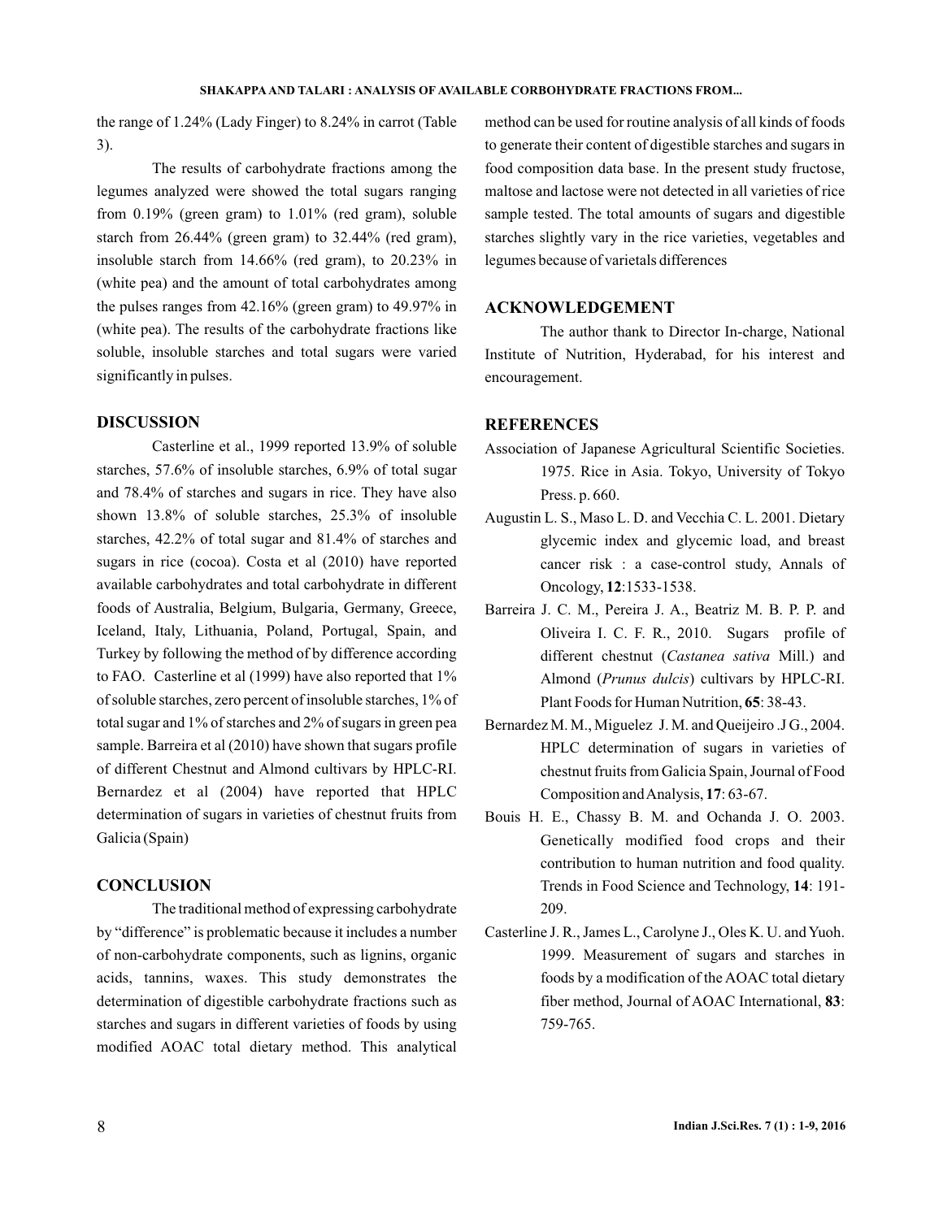the range of 1.24% (Lady Finger) to 8.24% in carrot (Table 3).

The results of carbohydrate fractions among the legumes analyzed were showed the total sugars ranging from 0.19% (green gram) to 1.01% (red gram), soluble starch from 26.44% (green gram) to 32.44% (red gram), insoluble starch from 14.66% (red gram), to 20.23% in (white pea) and the amount of total carbohydrates among the pulses ranges from 42.16% (green gram) to 49.97% in (white pea). The results of the carbohydrate fractions like soluble, insoluble starches and total sugars were varied significantly in pulses.

## DISCUSSION

Casterline et al., 1999 reported 13.9% of soluble starches, 57.6% of insoluble starches, 6.9% of total sugar and 78.4% of starches and sugars in rice. They have also shown 13.8% of soluble starches, 25.3% of insoluble starches, 42.2% of total sugar and 81.4% of starches and sugars in rice (cocoa). Costa et al (2010) have reported available carbohydrates and total carbohydrate in different foods of Australia, Belgium, Bulgaria, Germany, Greece, Iceland, Italy, Lithuania, Poland, Portugal, Spain, and Turkey by following the method of by difference according to FAO. Casterline et al (1999) have also reported that 1% of soluble starches, zero percent of insoluble starches, 1% of total sugar and 1% of starches and 2% of sugars in green pea sample. Barreira et al (2010) have shown that sugars profile of different Chestnut and Almond cultivars by HPLC-RI. Bernardez et al (2004) have reported that HPLC determination of sugars in varieties of chestnut fruits from Galicia (Spain)

## CONCLUSION

The traditional method of expressing carbohydrate by "difference" is problematic because it includes a number of non-carbohydrate components, such as lignins, organic acids, tannins, waxes. This study demonstrates the determination of digestible carbohydrate fractions such as starches and sugars in different varieties of foods by using modified AOAC total dietary method. This analytical method can be used for routine analysis of all kinds of foods to generate their content of digestible starches and sugars in food composition data base. In the present study fructose, maltose and lactose were not detected in all varieties of rice sample tested. The total amounts of sugars and digestible starches slightly vary in the rice varieties, vegetables and legumes because of varietals differences

## ACKNOWLEDGEMENT

The author thank to Director In-charge, National Institute of Nutrition, Hyderabad, for his interest and encouragement.

## REFERENCES

Association of Japanese Agricultural Scientific Societies. 1975. Rice in Asia. Tokyo, University of Tokyo Press. p. 660.

Augustin L. S., Maso L. D. and Vecchia C. L. 2001. Dietary glycemic index and glycemic load, and breast cancer risk : a case-control study, Annals of Oncology, **12**:1533-1538.

Barreira J. C. M., Pereira J. A., Beatriz M. B. P. P. and Oliveira I. C. F. R., 2010. Sugars profile of different chestnut (*Castanea sativa* Mill.) and Almond (*Prunus dulcis*) cultivars by HPLC-RI. Plant Foods for Human Nutrition, **65**: 38-43.

Bernardez M. M., Miguelez J. M. and Queijeiro .J G., 2004. HPLC determination of sugars in varieties of chestnut fruits from Galicia Spain, Journal of Food Composition and Analysis, **17**: 63-67.

Bouis H. E., Chassy B. M. and Ochanda J. O. 2003. Genetically modified food crops and their contribution to human nutrition and food quality. Trends in Food Science and Technology, **14**: 191-209.

Casterline J. R., James L., Carolyne J., Oles K. U. and Yuoh. 1999. Measurement of sugars and starches in foods by a modification of the AOAC total dietary fiber method, Journal of AOAC International, **83**: 759-765.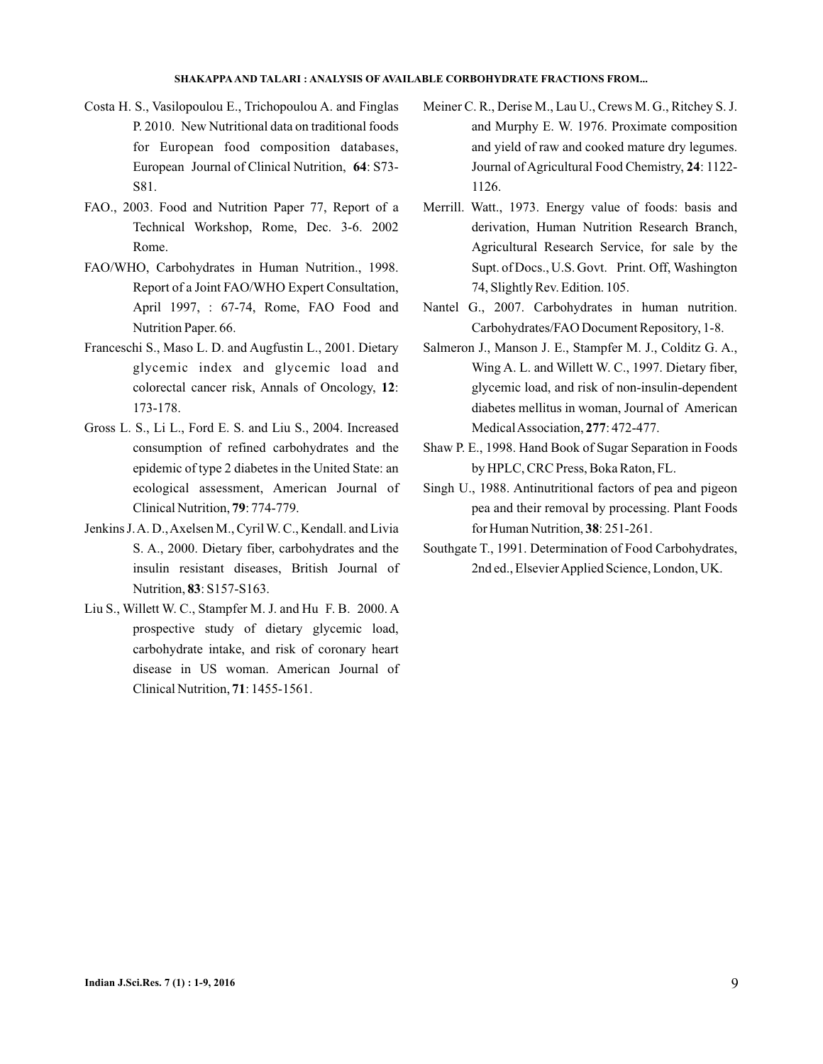Costa H. S., Vasilopoulou E., Trichopoulou A. and Finglas P. 2010. New Nutritional data on traditional foods for European food composition databases, European Journal of Clinical Nutrition, **64**: S73-S81.

FAO., 2003. Food and Nutrition Paper 77, Report of a Technical Workshop, Rome, Dec. 3-6. 2002 Rome.

FAO/WHO, Carbohydrates in Human Nutrition., 1998. Report of a Joint FAO/WHO Expert Consultation, April 1997, : 67-74, Rome, FAO Food and Nutrition Paper. 66.

Franceschi S., Maso L. D. and Augfustin L., 2001. Dietary glycemic index and glycemic load and colorectal cancer risk, Annals of Oncology, **12**: 173-178.

Gross L. S., Li L., Ford E. S. and Liu S., 2004. Increased consumption of refined carbohydrates and the epidemic of type 2 diabetes in the United State: an ecological assessment, American Journal of Clinical Nutrition, **79**: 774-779.

Jenkins J. A. D., Axelsen M., Cyril W. C., Kendall. and Livia S. A., 2000. Dietary fiber, carbohydrates and the insulin resistant diseases, British Journal of Nutrition, **83**: S157-S163.

Liu S., Willett W. C., Stampfer M. J. and Hu F. B. 2000. A prospective study of dietary glycemic load, carbohydrate intake, and risk of coronary heart disease in US woman. American Journal of Clinical Nutrition, **71**: 1455-1561.

Meiner C. R., Derise M., Lau U., Crews M. G., Ritchey S. J. and Murphy E. W. 1976. Proximate composition and yield of raw and cooked mature dry legumes. Journal of Agricultural Food Chemistry, **24**: 1122-1126.

Merrill. Watt., 1973. Energy value of foods: basis and derivation, Human Nutrition Research Branch, Agricultural Research Service, for sale by the Supt. of Docs., U.S. Govt. Print. Off, Washington 74, Slightly Rev. Edition. 105.

Nantel G., 2007. Carbohydrates in human nutrition. Carbohydrates/FAO Document Repository, 1-8.

Salmeron J., Manson J. E., Stampfer M. J., Colditz G. A., Wing A. L. and Willett W. C., 1997. Dietary fiber, glycemic load, and risk of non-insulin-dependent diabetes mellitus in woman, Journal of American Medical Association, **277**: 472-477.

Shaw P. E., 1998. Hand Book of Sugar Separation in Foods by HPLC, CRC Press, Boka Raton, FL.

Singh U., 1988. Antinutritional factors of pea and pigeon pea and their removal by processing. Plant Foods for Human Nutrition, **38**: 251-261.

Southgate T., 1991. Determination of Food Carbohydrates, 2nd ed., Elsevier Applied Science, London, UK.